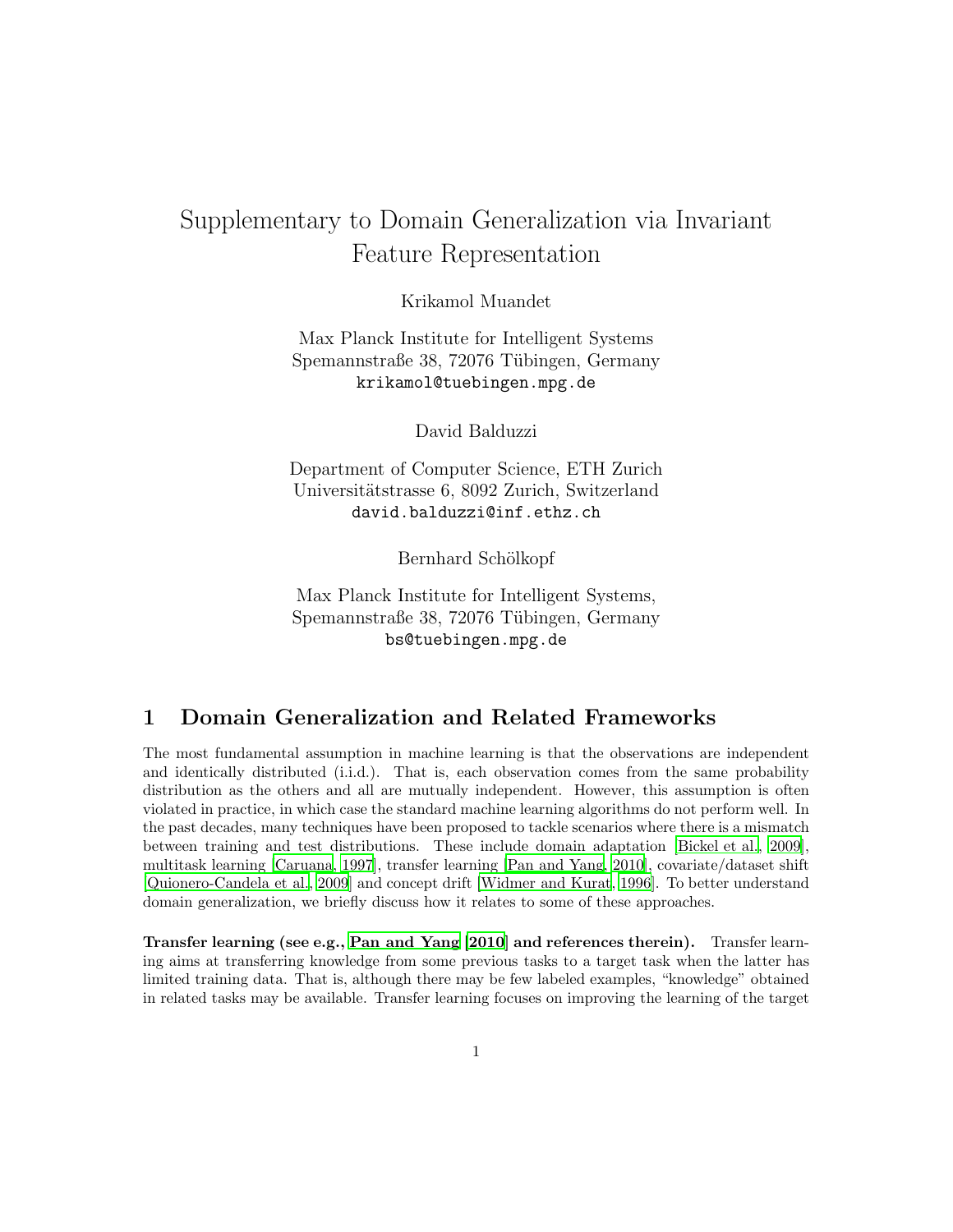# Supplementary to Domain Generalization via Invariant Feature Representation

Krikamol Muandet

Max Planck Institute for Intelligent Systems
Spemannstraße 38, 72076 Tübingen, Germany
krikamol@tuebingen.mpg.de

David Balduzzi

Department of Computer Science, ETH Zurich
Universitätstrasse 6, 8092 Zurich, Switzerland
david.balduzzi@inf.ethz.ch

Bernhard Schölkopf

Max Planck Institute for Intelligent Systems,
Spemannstraße 38, 72076 Tübingen, Germany
bs@tuebingen.mpg.de

## 1 Domain Generalization and Related Frameworks

The most fundamental assumption in machine learning is that the observations are independent and identically distributed (i.i.d.). That is, each observation comes from the same probability distribution as the others and all are mutually independent. However, this assumption is often violated in practice, in which case the standard machine learning algorithms do not perform well. In the past decades, many techniques have been proposed to tackle scenarios where there is a mismatch between training and test distributions. These include domain adaptation [Bickel et al., 2009], multitask learning [Caruana, 1997], transfer learning [Pan and Yang, 2010], covariate/dataset shift [Quionero-Candela et al., 2009] and concept drift [Widmer and Kurat, 1996]. To better understand domain generalization, we briefly discuss how it relates to some of these approaches.

**Transfer learning (see e.g., Pan and Yang [2010] and references therein).** Transfer learning aims at transferring knowledge from some previous tasks to a target task when the latter has limited training data. That is, although there may be few labeled examples, "knowledge" obtained in related tasks may be available. Transfer learning focuses on improving the learning of the target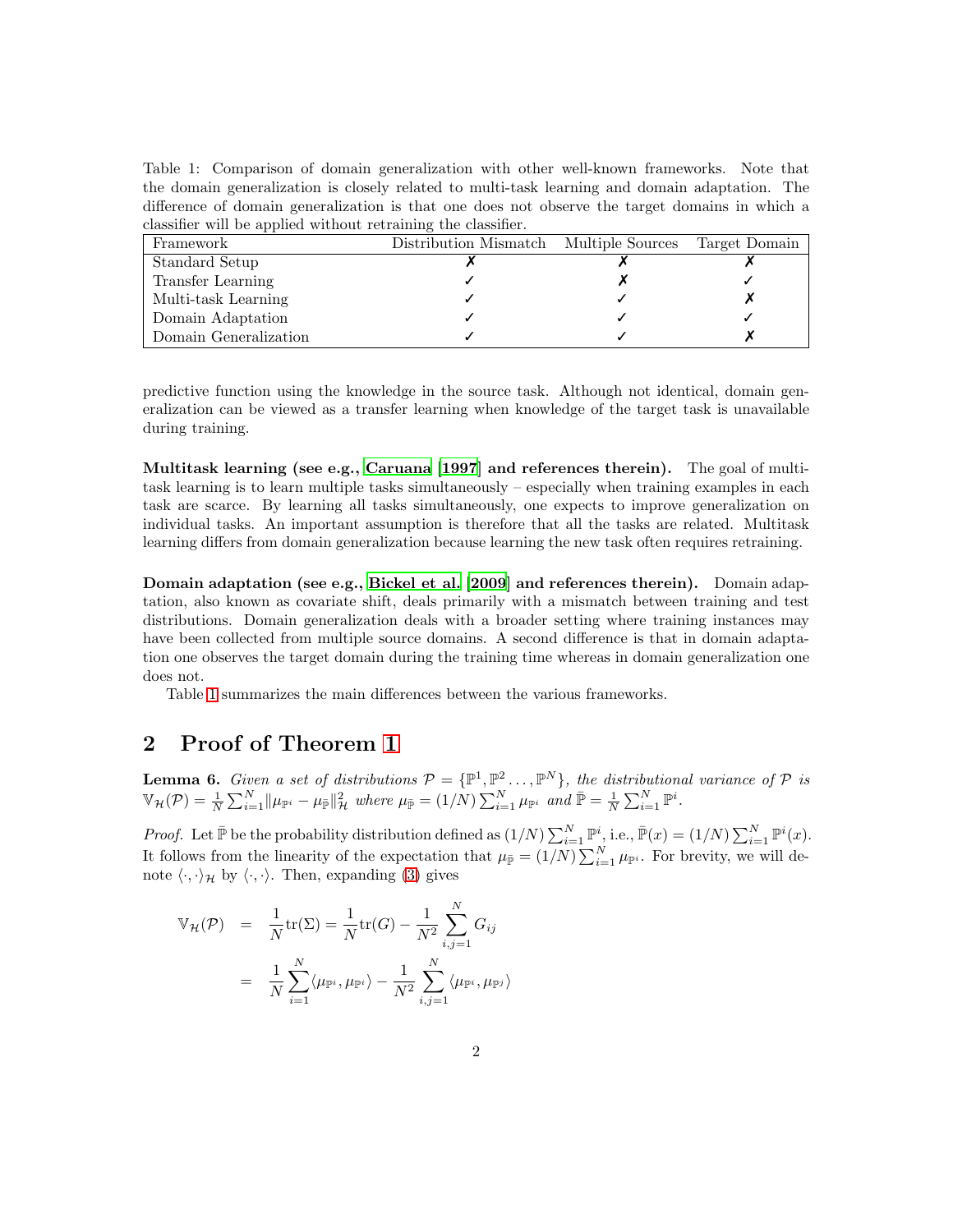Table 1: Comparison of domain generalization with other well-known frameworks. Note that the domain generalization is closely related to multi-task learning and domain adaptation. The difference of domain generalization is that one does not observe the target domains in which a classifier will be applied without retraining the classifier.

| Framework | Distribution Mismatch | Multiple Sources | Target Domain |
|---|---|---|---|
| Standard Setup | ✗ | ✗ | ✗ |
| Transfer Learning | ✓ | ✗ | ✓ |
| Multi-task Learning | ✓ | ✓ | ✗ |
| Domain Adaptation | ✓ | ✓ | ✓ |
| Domain Generalization | ✓ | ✓ | ✗ |

predictive function using the knowledge in the source task. Although not identical, domain generalization can be viewed as a transfer learning when knowledge of the target task is unavailable during training.

**Multitask learning (see e.g., Caruana [1997] and references therein).** The goal of multitask learning is to learn multiple tasks simultaneously – especially when training examples in each task are scarce. By learning all tasks simultaneously, one expects to improve generalization on individual tasks. An important assumption is therefore that all the tasks are related. Multitask learning differs from domain generalization because learning the new task often requires retraining.

**Domain adaptation (see e.g., Bickel et al. [2009] and references therein).** Domain adaptation, also known as covariate shift, deals primarily with a mismatch between training and test distributions. Domain generalization deals with a broader setting where training instances may have been collected from multiple source domains. A second difference is that in domain adaptation one observes the target domain during the training time whereas in domain generalization one does not.

Table 1 summarizes the main differences between the various frameworks.

## 2 Proof of Theorem 1

**Lemma 6.** *Given a set of distributions $\mathcal{P} = \{\mathbb{P}^1, \mathbb{P}^2 \dots, \mathbb{P}^N\}$, the distributional variance of $\mathcal{P}$ is $\mathbb{V}_{\mathcal{H}}(\mathcal{P}) = \frac{1}{N}\sum_{i=1}^N \|\mu_{\mathbb{P}^i} - \mu_{\bar{\mathbb{P}}}\|^2_{\mathcal{H}}$ where $\mu_{\bar{\mathbb{P}}} = (1/N)\sum_{i=1}^N \mu_{\mathbb{P}^i}$ and $\bar{\mathbb{P}} = \frac{1}{N}\sum_{i=1}^N \mathbb{P}^i$.*

*Proof.* Let $\bar{\mathbb{P}}$ be the probability distribution defined as $(1/N)\sum_{i=1}^N \mathbb{P}^i$, i.e., $\bar{\mathbb{P}}(x) = (1/N)\sum_{i=1}^N \mathbb{P}^i(x)$. It follows from the linearity of the expectation that $\mu_{\bar{\mathbb{P}}} = (1/N)\sum_{i=1}^N \mu_{\mathbb{P}^i}$. For brevity, we will denote $\langle \cdot, \cdot \rangle_{\mathcal{H}}$ by $\langle \cdot, \cdot \rangle$. Then, expanding (3) gives

$$
\begin{aligned}
\mathbb{V}_{\mathcal{H}}(\mathcal{P}) &= \frac{1}{N}\mathrm{tr}(\Sigma) = \frac{1}{N}\mathrm{tr}(G) - \frac{1}{N^2}\sum_{i,j=1}^N G_{ij} \\
&= \frac{1}{N}\sum_{i=1}^N \langle \mu_{\mathbb{P}^i}, \mu_{\mathbb{P}^i} \rangle - \frac{1}{N^2}\sum_{i,j=1}^N \langle \mu_{\mathbb{P}^i}, \mu_{\mathbb{P}^j} \rangle
\end{aligned}
$$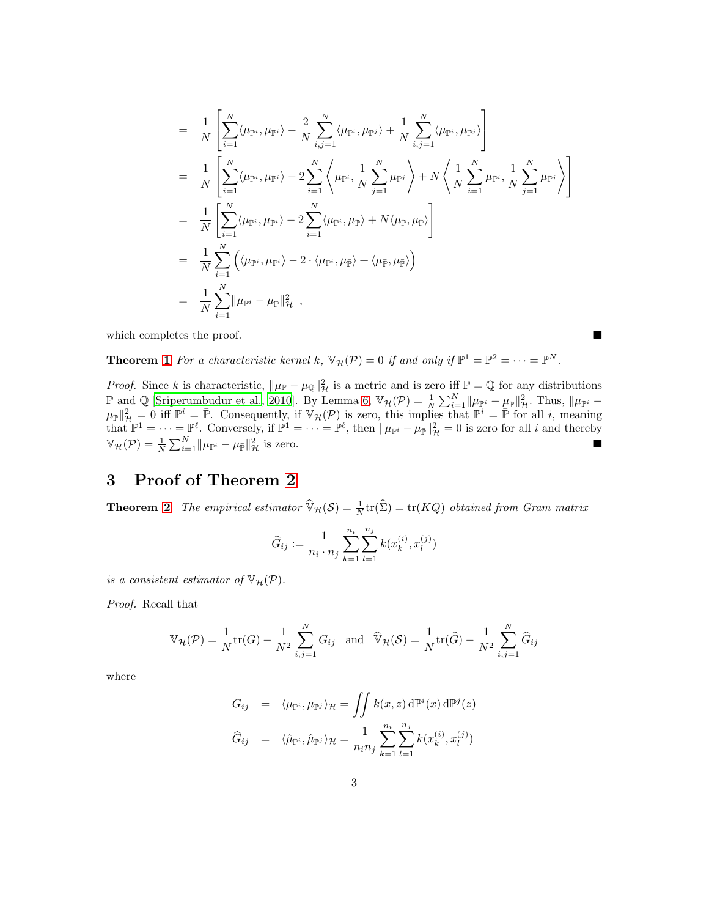$$
\begin{aligned}
&= \frac{1}{N}\left[\sum_{i=1}^{N}\langle\mu_{\mathbb{P}^i},\mu_{\mathbb{P}^i}\rangle - \frac{2}{N}\sum_{i,j=1}^{N}\langle\mu_{\mathbb{P}^i},\mu_{\mathbb{P}^j}\rangle + \frac{1}{N}\sum_{i,j=1}^{N}\langle\mu_{\mathbb{P}^i},\mu_{\mathbb{P}^j}\rangle\right] \\
&= \frac{1}{N}\left[\sum_{i=1}^{N}\langle\mu_{\mathbb{P}^i},\mu_{\mathbb{P}^i}\rangle - 2\sum_{i=1}^{N}\left\langle\mu_{\mathbb{P}^i},\frac{1}{N}\sum_{j=1}^{N}\mu_{\mathbb{P}^j}\right\rangle + N\left\langle\frac{1}{N}\sum_{i=1}^{N}\mu_{\mathbb{P}^i},\frac{1}{N}\sum_{j=1}^{N}\mu_{\mathbb{P}^j}\right\rangle\right] \\
&= \frac{1}{N}\left[\sum_{i=1}^{N}\langle\mu_{\mathbb{P}^i},\mu_{\mathbb{P}^i}\rangle - 2\sum_{i=1}^{N}\langle\mu_{\mathbb{P}^i},\mu_{\bar{\mathbb{P}}}\rangle + N\langle\mu_{\bar{\mathbb{P}}},\mu_{\bar{\mathbb{P}}}\rangle\right] \\
&= \frac{1}{N}\sum_{i=1}^{N}\Big(\langle\mu_{\mathbb{P}^i},\mu_{\mathbb{P}^i}\rangle - 2\cdot\langle\mu_{\mathbb{P}^i},\mu_{\bar{\mathbb{P}}}\rangle + \langle\mu_{\bar{\mathbb{P}}},\mu_{\bar{\mathbb{P}}}\rangle\Big) \\
&= \frac{1}{N}\sum_{i=1}^{N}\|\mu_{\mathbb{P}^i}-\mu_{\bar{\mathbb{P}}}\|^2_{\mathcal{H}}\ ,
\end{aligned}
$$

which completes the proof. ∎

**Theorem 1** *For a characteristic kernel $k$, $\mathbb{V}_{\mathcal{H}}(\mathcal{P}) = 0$ if and only if $\mathbb{P}^1 = \mathbb{P}^2 = \cdots = \mathbb{P}^N$.*

*Proof.* Since $k$ is characteristic, $\|\mu_{\mathbb{P}} - \mu_{\mathbb{Q}}\|^2_{\mathcal{H}}$ is a metric and is zero iff $\mathbb{P} = \mathbb{Q}$ for any distributions $\mathbb{P}$ and $\mathbb{Q}$ [Sriperumbudur et al., 2010]. By Lemma 6, $\mathbb{V}_{\mathcal{H}}(\mathcal{P}) = \frac{1}{N}\sum_{i=1}^{N}\|\mu_{\mathbb{P}^i} - \mu_{\bar{\mathbb{P}}}\|^2_{\mathcal{H}}$. Thus, $\|\mu_{\mathbb{P}^i} - \mu_{\bar{\mathbb{P}}}\|^2_{\mathcal{H}} = 0$ iff $\mathbb{P}^i = \bar{\mathbb{P}}$. Consequently, if $\mathbb{V}_{\mathcal{H}}(\mathcal{P})$ is zero, this implies that $\mathbb{P}^i = \bar{\mathbb{P}}$ for all $i$, meaning that $\mathbb{P}^1 = \cdots = \mathbb{P}^\ell$. Conversely, if $\mathbb{P}^1 = \cdots = \mathbb{P}^\ell$, then $\|\mu_{\mathbb{P}^i} - \mu_{\bar{\mathbb{P}}}\|^2_{\mathcal{H}} = 0$ is zero for all $i$ and thereby $\mathbb{V}_{\mathcal{H}}(\mathcal{P}) = \frac{1}{N}\sum_{i=1}^{N}\|\mu_{\mathbb{P}^i} - \mu_{\bar{\mathbb{P}}}\|^2_{\mathcal{H}}$ is zero. ∎

# 3 Proof of Theorem 2

**Theorem 2** *The empirical estimator $\widehat{\mathbb{V}}_{\mathcal{H}}(\mathcal{S}) = \frac{1}{N}\mathrm{tr}(\widehat{\Sigma}) = \mathrm{tr}(KQ)$ obtained from Gram matrix*

$$
\widehat{G}_{ij} := \frac{1}{n_i\cdot n_j}\sum_{k=1}^{n_i}\sum_{l=1}^{n_j}k(x_k^{(i)},x_l^{(j)})
$$

*is a consistent estimator of $\mathbb{V}_{\mathcal{H}}(\mathcal{P})$.*

*Proof.* Recall that

$$
\mathbb{V}_{\mathcal{H}}(\mathcal{P}) = \frac{1}{N}\mathrm{tr}(G) - \frac{1}{N^2}\sum_{i,j=1}^{N}G_{ij} \quad\text{and}\quad \widehat{\mathbb{V}}_{\mathcal{H}}(\mathcal{S}) = \frac{1}{N}\mathrm{tr}(\widehat{G}) - \frac{1}{N^2}\sum_{i,j=1}^{N}\widehat{G}_{ij}
$$

where

$$
\begin{aligned}
G_{ij} &= \langle\mu_{\mathbb{P}^i},\mu_{\mathbb{P}^j}\rangle_{\mathcal{H}} = \iint k(x,z)\,\mathrm{d}\mathbb{P}^i(x)\,\mathrm{d}\mathbb{P}^j(z) \\
\widehat{G}_{ij} &= \langle\hat{\mu}_{\mathbb{P}^i},\hat{\mu}_{\mathbb{P}^j}\rangle_{\mathcal{H}} = \frac{1}{n_i n_j}\sum_{k=1}^{n_i}\sum_{l=1}^{n_j}k(x_k^{(i)},x_l^{(j)})
\end{aligned}
$$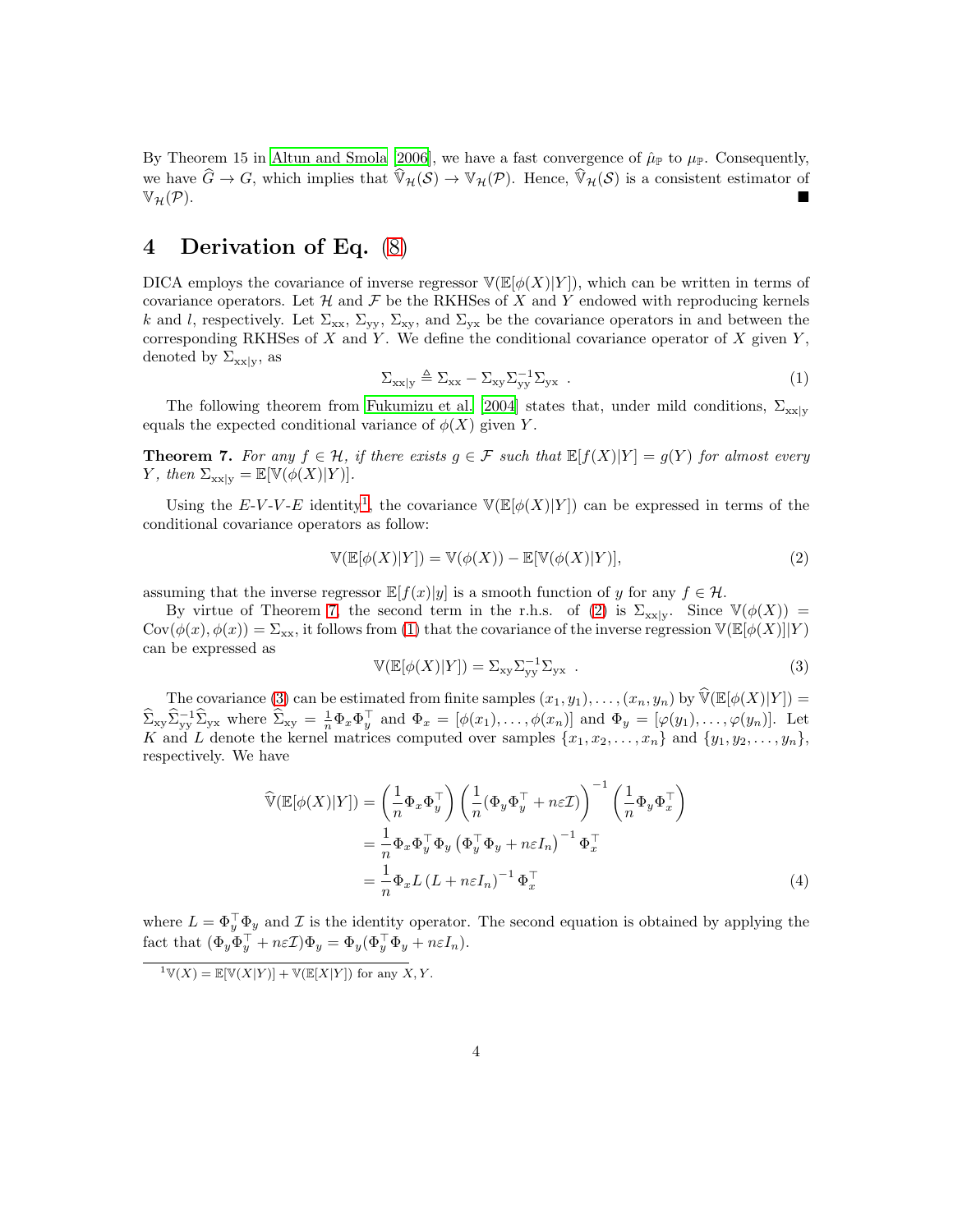By Theorem 15 in Altun and Smola [2006], we have a fast convergence of $\hat{\mu}_{\mathbb{P}}$ to $\mu_{\mathbb{P}}$. Consequently, we have $\widehat{G} \to G$, which implies that $\widehat{\mathbb{V}}_{\mathcal{H}}(\mathcal{S}) \to \mathbb{V}_{\mathcal{H}}(\mathcal{P})$. Hence, $\widehat{\mathbb{V}}_{\mathcal{H}}(\mathcal{S})$ is a consistent estimator of $\mathbb{V}_{\mathcal{H}}(\mathcal{P})$. ■

# 4 Derivation of Eq. (8)

DICA employs the covariance of inverse regressor $\mathbb{V}(\mathbb{E}[\phi(X)|Y])$, which can be written in terms of covariance operators. Let $\mathcal{H}$ and $\mathcal{F}$ be the RKHSes of $X$ and $Y$ endowed with reproducing kernels $k$ and $l$, respectively. Let $\Sigma_{\mathrm{xx}}$, $\Sigma_{\mathrm{yy}}$, $\Sigma_{\mathrm{xy}}$, and $\Sigma_{\mathrm{yx}}$ be the covariance operators in and between the corresponding RKHSes of $X$ and $Y$. We define the conditional covariance operator of $X$ given $Y$, denoted by $\Sigma_{\mathrm{xx|y}}$, as

$$\Sigma_{\mathrm{xx|y}} \triangleq \Sigma_{\mathrm{xx}} - \Sigma_{\mathrm{xy}}\Sigma_{\mathrm{yy}}^{-1}\Sigma_{\mathrm{yx}} \ . \tag{1}$$

The following theorem from Fukumizu et al. [2004] states that, under mild conditions, $\Sigma_{\mathrm{xx|y}}$ equals the expected conditional variance of $\phi(X)$ given $Y$.

**Theorem 7.** *For any $f \in \mathcal{H}$, if there exists $g \in \mathcal{F}$ such that $\mathbb{E}[f(X)|Y] = g(Y)$ for almost every $Y$, then $\Sigma_{\mathrm{xx|y}} = \mathbb{E}[\mathbb{V}(\phi(X)|Y)]$.*

Using the *E-V-V-E* identity[1], the covariance $\mathbb{V}(\mathbb{E}[\phi(X)|Y])$ can be expressed in terms of the conditional covariance operators as follow:

$$\mathbb{V}(\mathbb{E}[\phi(X)|Y]) = \mathbb{V}(\phi(X)) - \mathbb{E}[\mathbb{V}(\phi(X)|Y)], \tag{2}$$

assuming that the inverse regressor $\mathbb{E}[f(x)|y]$ is a smooth function of $y$ for any $f \in \mathcal{H}$.

By virtue of Theorem 7, the second term in the r.h.s. of (2) is $\Sigma_{\mathrm{xx|y}}$. Since $\mathbb{V}(\phi(X)) = \mathrm{Cov}(\phi(x), \phi(x)) = \Sigma_{\mathrm{xx}}$, it follows from (1) that the covariance of the inverse regression $\mathbb{V}(\mathbb{E}[\phi(X)]|Y)$ can be expressed as

$$\mathbb{V}(\mathbb{E}[\phi(X)|Y]) = \Sigma_{\mathrm{xy}}\Sigma_{\mathrm{yy}}^{-1}\Sigma_{\mathrm{yx}} \ . \tag{3}$$

The covariance (3) can be estimated from finite samples $(x_1, y_1), \ldots, (x_n, y_n)$ by $\widehat{\mathbb{V}}(\mathbb{E}[\phi(X)|Y]) = \widehat{\Sigma}_{\mathrm{xy}}\widehat{\Sigma}_{\mathrm{yy}}^{-1}\widehat{\Sigma}_{\mathrm{yx}}$ where $\widehat{\Sigma}_{\mathrm{xy}} = \frac{1}{n}\Phi_x\Phi_y^\top$ and $\Phi_x = [\phi(x_1), \ldots, \phi(x_n)]$ and $\Phi_y = [\varphi(y_1), \ldots, \varphi(y_n)]$. Let $K$ and $L$ denote the kernel matrices computed over samples $\{x_1, x_2, \ldots, x_n\}$ and $\{y_1, y_2, \ldots, y_n\}$, respectively. We have

$$\begin{aligned}
\widehat{\mathbb{V}}(\mathbb{E}[\phi(X)|Y]) &= \left(\frac{1}{n}\Phi_x\Phi_y^\top\right)\left(\frac{1}{n}(\Phi_y\Phi_y^\top + n\varepsilon\mathcal{I})\right)^{-1}\left(\frac{1}{n}\Phi_y\Phi_x^\top\right) \\
&= \frac{1}{n}\Phi_x\Phi_y^\top\Phi_y\left(\Phi_y^\top\Phi_y + n\varepsilon I_n\right)^{-1}\Phi_x^\top \\
&= \frac{1}{n}\Phi_x L\left(L + n\varepsilon I_n\right)^{-1}\Phi_x^\top
\end{aligned} \tag{4}$$

where $L = \Phi_y^\top\Phi_y$ and $\mathcal{I}$ is the identity operator. The second equation is obtained by applying the fact that $(\Phi_y\Phi_y^\top + n\varepsilon\mathcal{I})\Phi_y = \Phi_y(\Phi_y^\top\Phi_y + n\varepsilon I_n)$.

[1] $\mathbb{V}(X) = \mathbb{E}[\mathbb{V}(X|Y)] + \mathbb{V}(\mathbb{E}[X|Y])$ for any $X, Y$.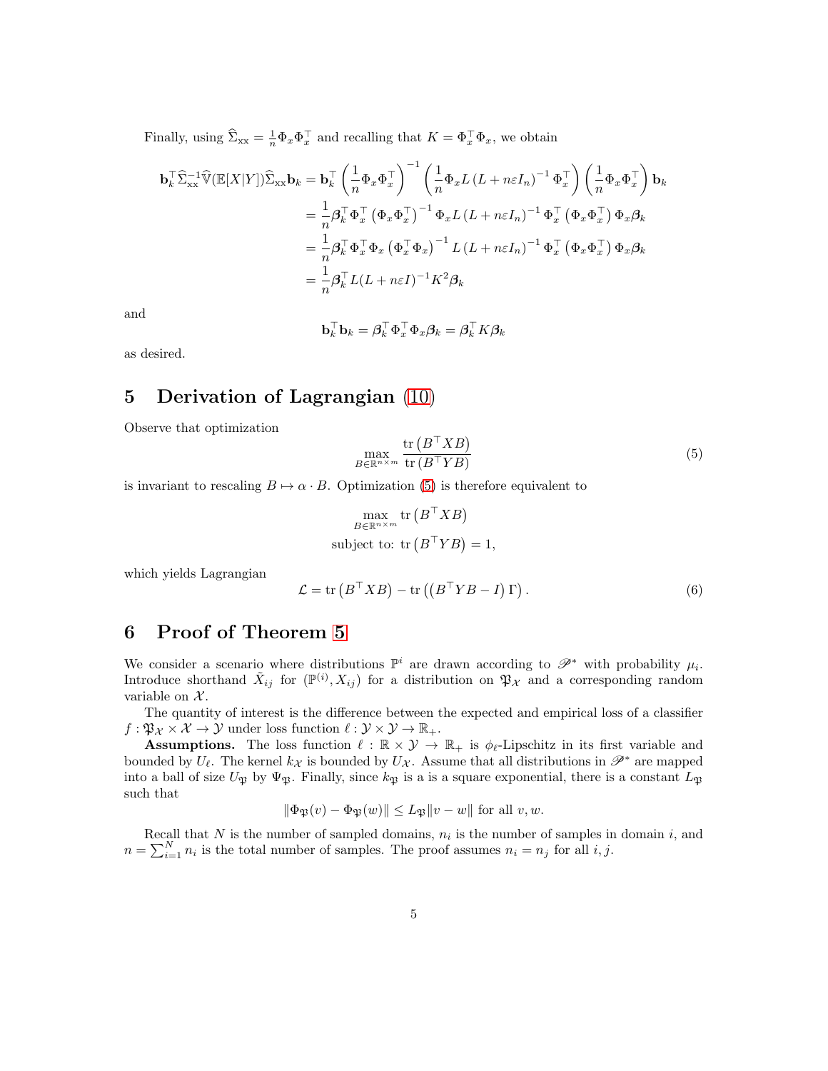Finally, using $\widehat{\Sigma}_{\text{xx}} = \frac{1}{n}\Phi_x\Phi_x^\top$ and recalling that $K = \Phi_x^\top\Phi_x$, we obtain

$$
\begin{aligned}
\mathbf{b}_k^\top \widehat{\Sigma}_{\text{xx}}^{-1}\widehat{\mathbb{V}}(\mathbb{E}[X|Y])\widehat{\Sigma}_{\text{xx}}\mathbf{b}_k &= \mathbf{b}_k^\top \left(\frac{1}{n}\Phi_x\Phi_x^\top\right)^{-1}\left(\frac{1}{n}\Phi_x L\left(L + n\varepsilon I_n\right)^{-1}\Phi_x^\top\right)\left(\frac{1}{n}\Phi_x\Phi_x^\top\right)\mathbf{b}_k \\
&= \frac{1}{n}\boldsymbol{\beta}_k^\top \Phi_x^\top\left(\Phi_x\Phi_x^\top\right)^{-1}\Phi_x L\left(L + n\varepsilon I_n\right)^{-1}\Phi_x^\top\left(\Phi_x\Phi_x^\top\right)\Phi_x\boldsymbol{\beta}_k \\
&= \frac{1}{n}\boldsymbol{\beta}_k^\top \Phi_x^\top\Phi_x\left(\Phi_x^\top\Phi_x\right)^{-1} L\left(L + n\varepsilon I_n\right)^{-1}\Phi_x^\top\left(\Phi_x\Phi_x^\top\right)\Phi_x\boldsymbol{\beta}_k \\
&= \frac{1}{n}\boldsymbol{\beta}_k^\top L(L + n\varepsilon I)^{-1}K^2\boldsymbol{\beta}_k
\end{aligned}
$$

and

$$
\mathbf{b}_k^\top\mathbf{b}_k = \boldsymbol{\beta}_k^\top\Phi_x^\top\Phi_x\boldsymbol{\beta}_k = \boldsymbol{\beta}_k^\top K\boldsymbol{\beta}_k
$$

as desired.

# 5 Derivation of Lagrangian (10)

Observe that optimization

$$
\max_{B\in\mathbb{R}^{n\times m}} \frac{\operatorname{tr}\left(B^\top XB\right)}{\operatorname{tr}\left(B^\top YB\right)} \tag{5}
$$

is invariant to rescaling $B \mapsto \alpha \cdot B$. Optimization (5) is therefore equivalent to

$$
\begin{aligned}
&\max_{B\in\mathbb{R}^{n\times m}} \operatorname{tr}\left(B^\top XB\right) \\
&\text{subject to: } \operatorname{tr}\left(B^\top YB\right) = 1,
\end{aligned}
$$

which yields Lagrangian

$$
\mathcal{L} = \operatorname{tr}\left(B^\top XB\right) - \operatorname{tr}\left(\left(B^\top YB - I\right)\Gamma\right). \tag{6}
$$

# 6 Proof of Theorem 5

We consider a scenario where distributions $\mathbb{P}^i$ are drawn according to $\mathscr{P}^*$ with probability $\mu_i$. Introduce shorthand $\bar{X}_{ij}$ for $(\mathbb{P}^{(i)}, X_{ij})$ for a distribution on $\mathfrak{P}_\mathcal{X}$ and a corresponding random variable on $\mathcal{X}$.

The quantity of interest is the difference between the expected and empirical loss of a classifier $f : \mathfrak{P}_\mathcal{X} \times \mathcal{X} \to \mathcal{Y}$ under loss function $\ell : \mathcal{Y} \times \mathcal{Y} \to \mathbb{R}_+$.

**Assumptions.** The loss function $\ell : \mathbb{R} \times \mathcal{Y} \to \mathbb{R}_+$ is $\phi_\ell$-Lipschitz in its first variable and bounded by $U_\ell$. The kernel $k_\mathcal{X}$ is bounded by $U_\mathcal{X}$. Assume that all distributions in $\mathscr{P}^*$ are mapped into a ball of size $U_\mathfrak{P}$ by $\Psi_\mathfrak{P}$. Finally, since $k_\mathfrak{P}$ is a is a square exponential, there is a constant $L_\mathfrak{P}$ such that

$$
\|\Phi_\mathfrak{P}(v) - \Phi_\mathfrak{P}(w)\| \leq L_\mathfrak{P}\|v - w\| \text{ for all } v, w.
$$

Recall that $N$ is the number of sampled domains, $n_i$ is the number of samples in domain $i$, and $n = \sum_{i=1}^N n_i$ is the total number of samples. The proof assumes $n_i = n_j$ for all $i, j$.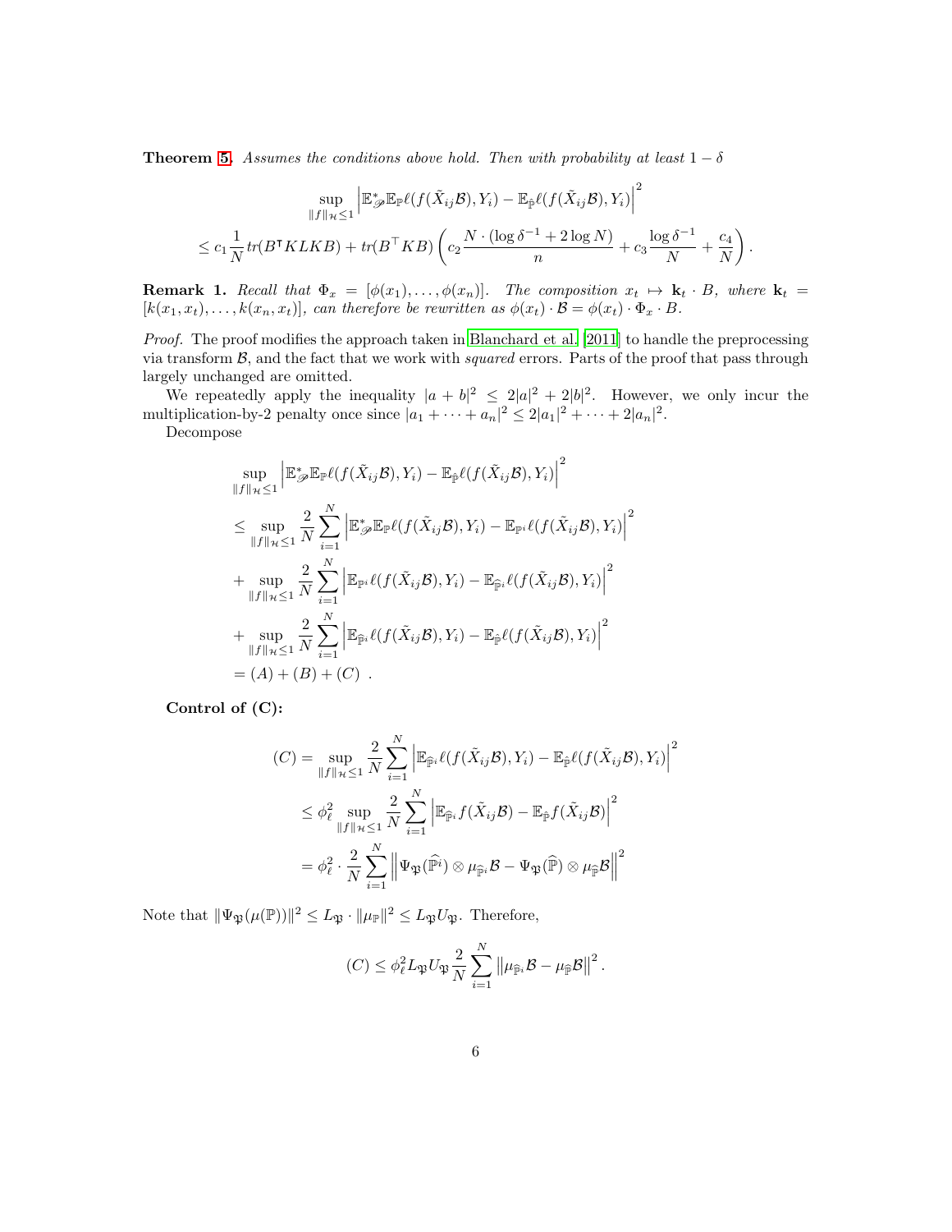**Theorem 5.** *Assumes the conditions above hold. Then with probability at least $1-\delta$*

$$
\sup_{\|f\|_{\mathcal{H}}\leq 1} \left| \mathbb{E}^*_{\mathscr{P}} \mathbb{E}_{\mathbb{P}} \ell(f(\tilde{X}_{ij}\mathcal{B}), Y_i) - \mathbb{E}_{\hat{\mathbb{P}}} \ell(f(\tilde{X}_{ij}\mathcal{B}), Y_i) \right|^2
$$

$$
\leq c_1 \frac{1}{N} tr(B^\intercal KLKB) + tr(B^\top KB) \left( c_2 \frac{N \cdot (\log \delta^{-1} + 2\log N)}{n} + c_3 \frac{\log \delta^{-1}}{N} + \frac{c_4}{N} \right).
$$

**Remark 1.** *Recall that $\Phi_x = [\phi(x_1), \ldots, \phi(x_n)]$. The composition $x_t \mapsto \mathbf{k}_t \cdot B$, where $\mathbf{k}_t = [k(x_1, x_t), \ldots, k(x_n, x_t)]$, can therefore be rewritten as $\phi(x_t) \cdot \mathcal{B} = \phi(x_t) \cdot \Phi_x \cdot B$.*

*Proof.* The proof modifies the approach taken in Blanchard et al. [2011] to handle the preprocessing via transform $\mathcal{B}$, and the fact that we work with *squared* errors. Parts of the proof that pass through largely unchanged are omitted.

We repeatedly apply the inequality $|a+b|^2 \leq 2|a|^2 + 2|b|^2$. However, we only incur the multiplication-by-2 penalty once since $|a_1 + \cdots + a_n|^2 \leq 2|a_1|^2 + \cdots + 2|a_n|^2$.

Decompose

$$
\begin{aligned}
&\sup_{\|f\|_{\mathcal{H}}\leq 1} \left| \mathbb{E}^*_{\mathscr{P}} \mathbb{E}_{\mathbb{P}} \ell(f(\tilde{X}_{ij}\mathcal{B}), Y_i) - \mathbb{E}_{\hat{\mathbb{P}}} \ell(f(\tilde{X}_{ij}\mathcal{B}), Y_i) \right|^2 \\
&\leq \sup_{\|f\|_{\mathcal{H}}\leq 1} \frac{2}{N} \sum_{i=1}^N \left| \mathbb{E}^*_{\mathscr{P}} \mathbb{E}_{\mathbb{P}} \ell(f(\tilde{X}_{ij}\mathcal{B}), Y_i) - \mathbb{E}_{\mathbb{P}^i} \ell(f(\tilde{X}_{ij}\mathcal{B}), Y_i) \right|^2 \\
&+ \sup_{\|f\|_{\mathcal{H}}\leq 1} \frac{2}{N} \sum_{i=1}^N \left| \mathbb{E}_{\mathbb{P}^i} \ell(f(\tilde{X}_{ij}\mathcal{B}), Y_i) - \mathbb{E}_{\widehat{\mathbb{P}}^i} \ell(f(\tilde{X}_{ij}\mathcal{B}), Y_i) \right|^2 \\
&+ \sup_{\|f\|_{\mathcal{H}}\leq 1} \frac{2}{N} \sum_{i=1}^N \left| \mathbb{E}_{\widehat{\mathbb{P}}^i} \ell(f(\tilde{X}_{ij}\mathcal{B}), Y_i) - \mathbb{E}_{\hat{\mathbb{P}}} \ell(f(\tilde{X}_{ij}\mathcal{B}), Y_i) \right|^2 \\
&= (A) + (B) + (C) \ .
\end{aligned}
$$

**Control of (C):**

$$
\begin{aligned}
(C) &= \sup_{\|f\|_{\mathcal{H}}\leq 1} \frac{2}{N} \sum_{i=1}^N \left| \mathbb{E}_{\widehat{\mathbb{P}}^i} \ell(f(\tilde{X}_{ij}\mathcal{B}), Y_i) - \mathbb{E}_{\hat{\mathbb{P}}} \ell(f(\tilde{X}_{ij}\mathcal{B}), Y_i) \right|^2 \\
&\leq \phi_\ell^2 \sup_{\|f\|_{\mathcal{H}}\leq 1} \frac{2}{N} \sum_{i=1}^N \left| \mathbb{E}_{\widehat{\mathbb{P}}^i} f(\tilde{X}_{ij}\mathcal{B}) - \mathbb{E}_{\hat{\mathbb{P}}} f(\tilde{X}_{ij}\mathcal{B}) \right|^2 \\
&= \phi_\ell^2 \cdot \frac{2}{N} \sum_{i=1}^N \left\| \Psi_{\mathfrak{P}}(\widehat{\mathbb{P}}^i) \otimes \mu_{\widehat{\mathbb{P}}^i} \mathcal{B} - \Psi_{\mathfrak{P}}(\widehat{\mathbb{P}}) \otimes \mu_{\widehat{\mathbb{P}}} \mathcal{B} \right\|^2
\end{aligned}
$$

Note that $\|\Psi_{\mathfrak{P}}(\mu(\mathbb{P}))\|^2 \leq L_{\mathfrak{P}} \cdot \|\mu_{\mathbb{P}}\|^2 \leq L_{\mathfrak{P}} U_{\mathfrak{P}}$. Therefore,

$$
(C) \leq \phi_\ell^2 L_{\mathfrak{P}} U_{\mathfrak{P}} \frac{2}{N} \sum_{i=1}^N \left\| \mu_{\widehat{\mathbb{P}}^i} \mathcal{B} - \mu_{\widehat{\mathbb{P}}} \mathcal{B} \right\|^2.
$$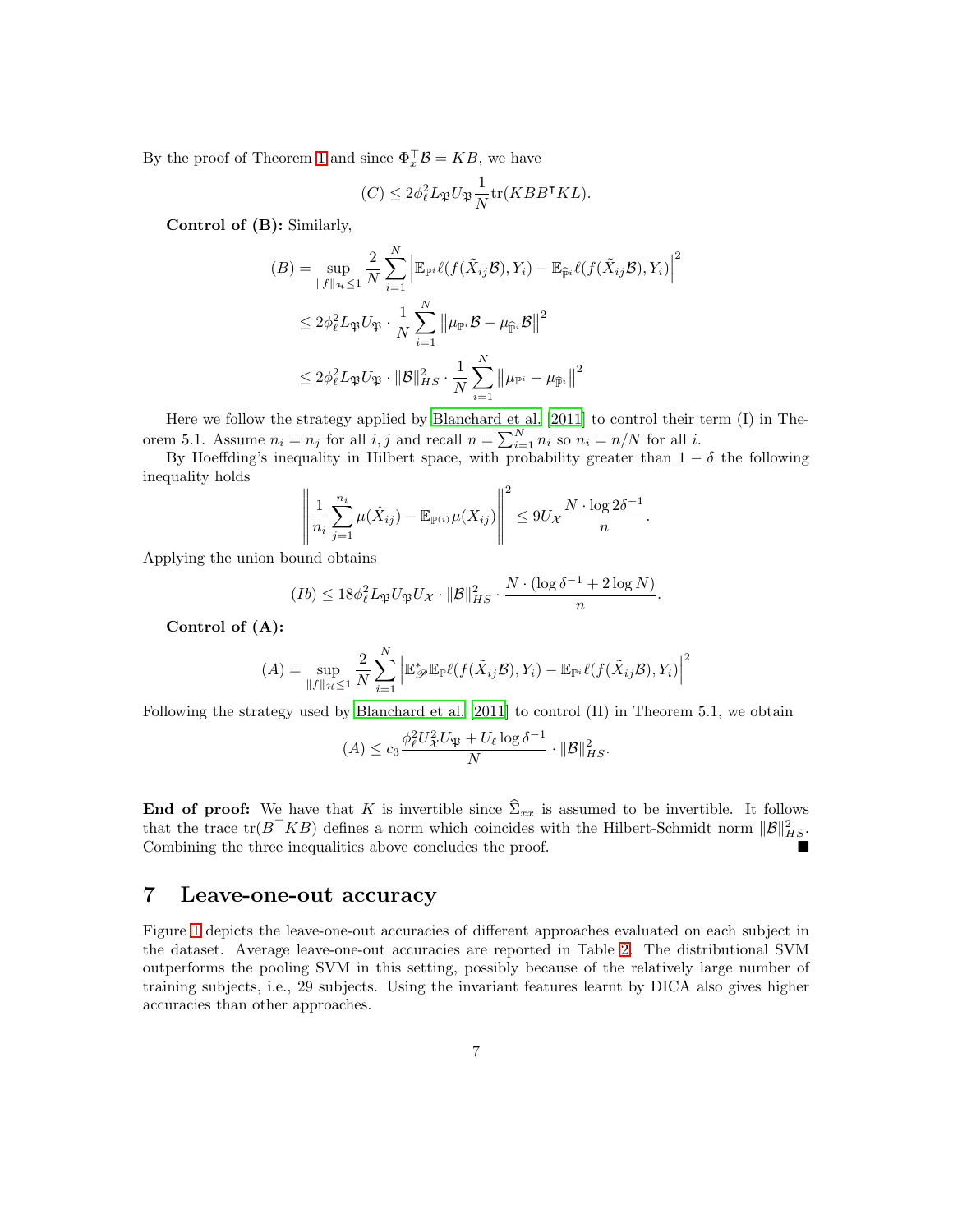By the proof of Theorem 1 and since $\Phi_x^\top \mathcal{B} = KB$, we have

$$(C) \leq 2\phi_\ell^2 L_\mathfrak{P} U_\mathfrak{P} \frac{1}{N} \text{tr}(KBB^\intercal KL).$$

**Control of (B):** Similarly,

$$\begin{aligned}
(B) &= \sup_{\|f\|_\mathcal{H} \leq 1} \frac{2}{N} \sum_{i=1}^N \left| \mathbb{E}_{\mathbb{P}^i} \ell(f(\tilde{X}_{ij}\mathcal{B}), Y_i) - \mathbb{E}_{\widehat{\mathbb{P}}^i} \ell(f(\tilde{X}_{ij}\mathcal{B}), Y_i) \right|^2 \\
&\leq 2\phi_\ell^2 L_\mathfrak{P} U_\mathfrak{P} \cdot \frac{1}{N} \sum_{i=1}^N \left\| \mu_{\mathbb{P}^i}\mathcal{B} - \mu_{\widehat{\mathbb{P}}^i}\mathcal{B} \right\|^2 \\
&\leq 2\phi_\ell^2 L_\mathfrak{P} U_\mathfrak{P} \cdot \|\mathcal{B}\|_{HS}^2 \cdot \frac{1}{N} \sum_{i=1}^N \left\| \mu_{\mathbb{P}^i} - \mu_{\widehat{\mathbb{P}}^i} \right\|^2
\end{aligned}$$

Here we follow the strategy applied by Blanchard et al. [2011] to control their term (I) in Theorem 5.1. Assume $n_i = n_j$ for all $i, j$ and recall $n = \sum_{i=1}^N n_i$ so $n_i = n/N$ for all $i$.

By Hoeffding's inequality in Hilbert space, with probability greater than $1 - \delta$ the following inequality holds

$$\left\| \frac{1}{n_i} \sum_{j=1}^{n_i} \mu(\hat{X}_{ij}) - \mathbb{E}_{\mathbb{P}^{(i)}} \mu(X_{ij}) \right\|^2 \leq 9U_\mathcal{X} \frac{N \cdot \log 2\delta^{-1}}{n}.$$

Applying the union bound obtains

$$(Ib) \leq 18\phi_\ell^2 L_\mathfrak{P} U_\mathfrak{P} U_\mathcal{X} \cdot \|\mathcal{B}\|_{HS}^2 \cdot \frac{N \cdot (\log \delta^{-1} + 2 \log N)}{n}.$$

**Control of (A):**

$$(A) = \sup_{\|f\|_\mathcal{H} \leq 1} \frac{2}{N} \sum_{i=1}^N \left| \mathbb{E}_\mathscr{P}^* \mathbb{E}_\mathbb{P} \ell(f(\tilde{X}_{ij}\mathcal{B}), Y_i) - \mathbb{E}_{\mathbb{P}^i} \ell(f(\tilde{X}_{ij}\mathcal{B}), Y_i) \right|^2$$

Following the strategy used by Blanchard et al. [2011] to control (II) in Theorem 5.1, we obtain

$$(A) \leq c_3 \frac{\phi_\ell^2 U_\mathcal{X}^2 U_\mathfrak{P} + U_\ell \log \delta^{-1}}{N} \cdot \|\mathcal{B}\|_{HS}^2.$$

**End of proof:** We have that $K$ is invertible since $\widehat{\Sigma}_{xx}$ is assumed to be invertible. It follows that the trace $\text{tr}(B^\top KB)$ defines a norm which coincides with the Hilbert-Schmidt norm $\|\mathcal{B}\|_{HS}^2$. Combining the three inequalities above concludes the proof. ■

# 7 Leave-one-out accuracy

Figure 1 depicts the leave-one-out accuracies of different approaches evaluated on each subject in the dataset. Average leave-one-out accuracies are reported in Table 2. The distributional SVM outperforms the pooling SVM in this setting, possibly because of the relatively large number of training subjects, i.e., 29 subjects. Using the invariant features learnt by DICA also gives higher accuracies than other approaches.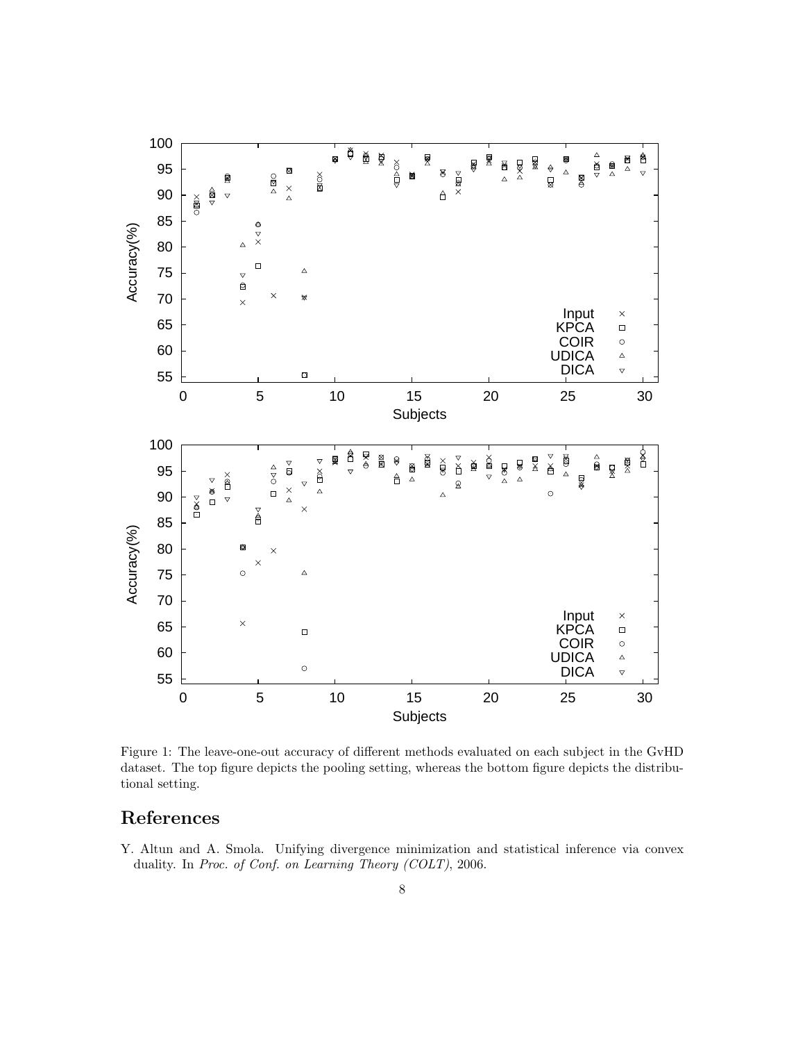Figure 1: The leave-one-out accuracy of different methods evaluated on each subject in the GvHD dataset. The top figure depicts the pooling setting, whereas the bottom figure depicts the distributional setting.

# References

Y. Altun and A. Smola. Unifying divergence minimization and statistical inference via convex duality. In *Proc. of Conf. on Learning Theory (COLT)*, 2006.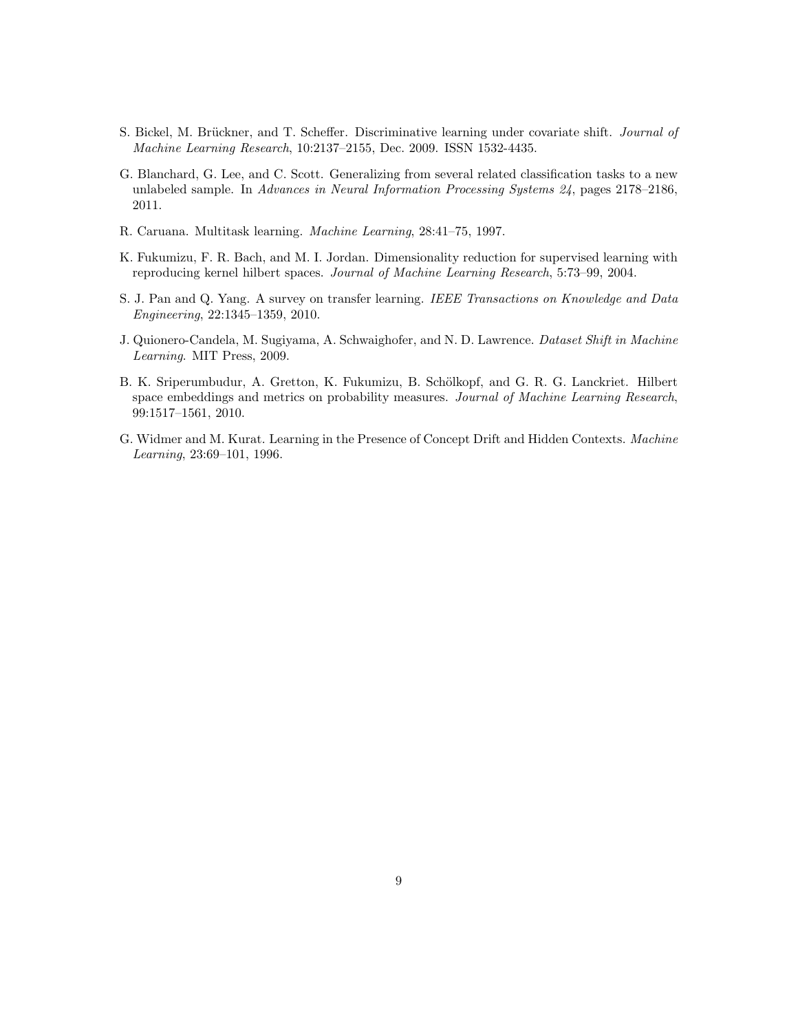S. Bickel, M. Brückner, and T. Scheffer. Discriminative learning under covariate shift. *Journal of Machine Learning Research*, 10:2137–2155, Dec. 2009. ISSN 1532-4435.

G. Blanchard, G. Lee, and C. Scott. Generalizing from several related classification tasks to a new unlabeled sample. In *Advances in Neural Information Processing Systems 24*, pages 2178–2186, 2011.

R. Caruana. Multitask learning. *Machine Learning*, 28:41–75, 1997.

K. Fukumizu, F. R. Bach, and M. I. Jordan. Dimensionality reduction for supervised learning with reproducing kernel hilbert spaces. *Journal of Machine Learning Research*, 5:73–99, 2004.

S. J. Pan and Q. Yang. A survey on transfer learning. *IEEE Transactions on Knowledge and Data Engineering*, 22:1345–1359, 2010.

J. Quionero-Candela, M. Sugiyama, A. Schwaighofer, and N. D. Lawrence. *Dataset Shift in Machine Learning*. MIT Press, 2009.

B. K. Sriperumbudur, A. Gretton, K. Fukumizu, B. Schölkopf, and G. R. G. Lanckriet. Hilbert space embeddings and metrics on probability measures. *Journal of Machine Learning Research*, 99:1517–1561, 2010.

G. Widmer and M. Kurat. Learning in the Presence of Concept Drift and Hidden Contexts. *Machine Learning*, 23:69–101, 1996.